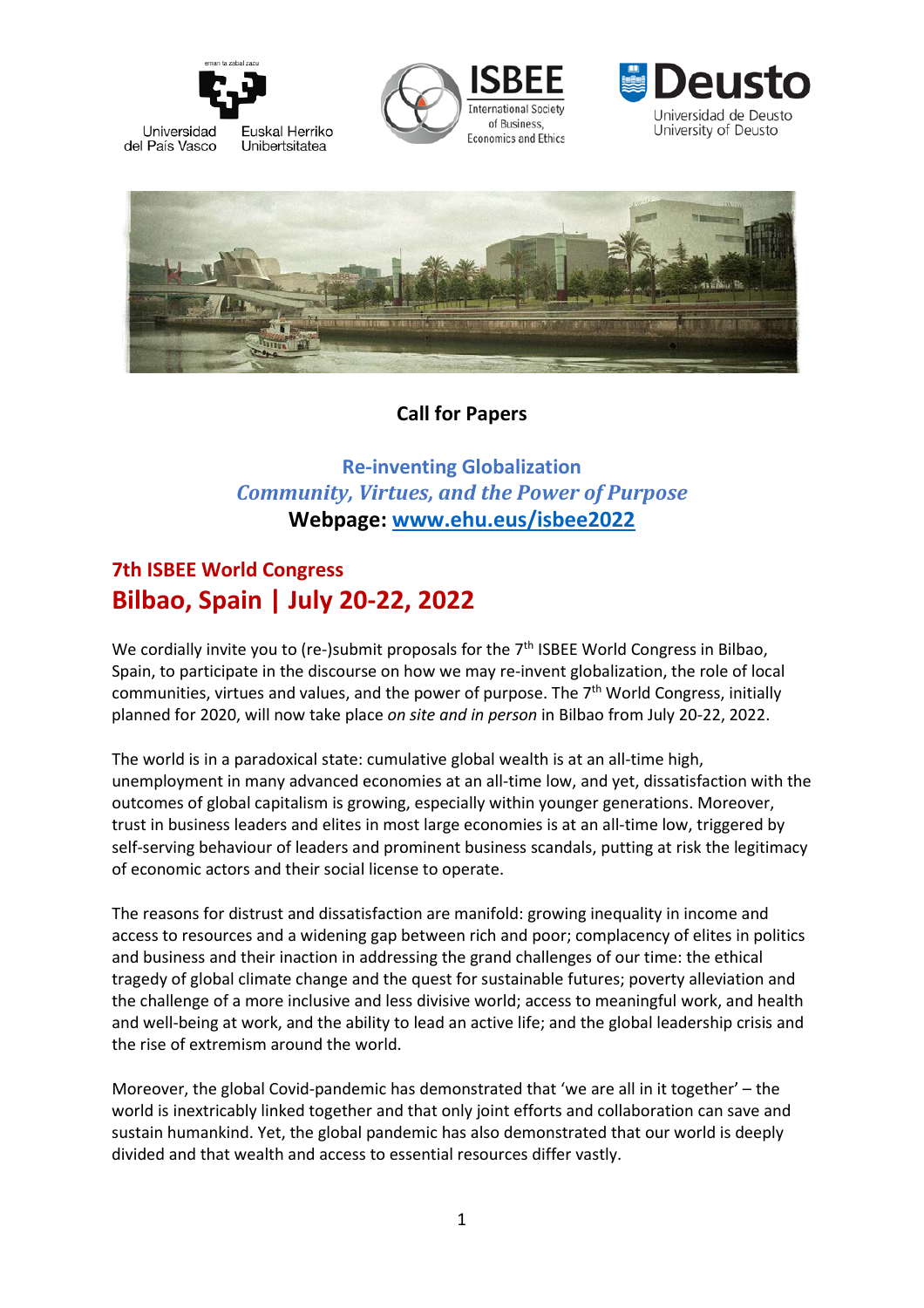Universidad del País Vasco / Euskal Herriko Unibertsitatea

ISBEE International Society of Business, Economics and Ethics

Deusto Universidad de Deusto University of Deusto

## Call for Papers

**Re-inventing Globalization**
***Community, Virtues, and the Power of Purpose***
**Webpage: [www.ehu.eus/isbee2022](http://www.ehu.eus/isbee2022)**

## 7th ISBEE World Congress

# Bilbao, Spain | July 20-22, 2022

We cordially invite you to (re-)submit proposals for the 7th ISBEE World Congress in Bilbao, Spain, to participate in the discourse on how we may re-invent globalization, the role of local communities, virtues and values, and the power of purpose. The 7th World Congress, initially planned for 2020, will now take place *on site and in person* in Bilbao from July 20-22, 2022.

The world is in a paradoxical state: cumulative global wealth is at an all-time high, unemployment in many advanced economies at an all-time low, and yet, dissatisfaction with the outcomes of global capitalism is growing, especially within younger generations. Moreover, trust in business leaders and elites in most large economies is at an all-time low, triggered by self-serving behaviour of leaders and prominent business scandals, putting at risk the legitimacy of economic actors and their social license to operate.

The reasons for distrust and dissatisfaction are manifold: growing inequality in income and access to resources and a widening gap between rich and poor; complacency of elites in politics and business and their inaction in addressing the grand challenges of our time: the ethical tragedy of global climate change and the quest for sustainable futures; poverty alleviation and the challenge of a more inclusive and less divisive world; access to meaningful work, and health and well-being at work, and the ability to lead an active life; and the global leadership crisis and the rise of extremism around the world.

Moreover, the global Covid-pandemic has demonstrated that 'we are all in it together' – the world is inextricably linked together and that only joint efforts and collaboration can save and sustain humankind. Yet, the global pandemic has also demonstrated that our world is deeply divided and that wealth and access to essential resources differ vastly.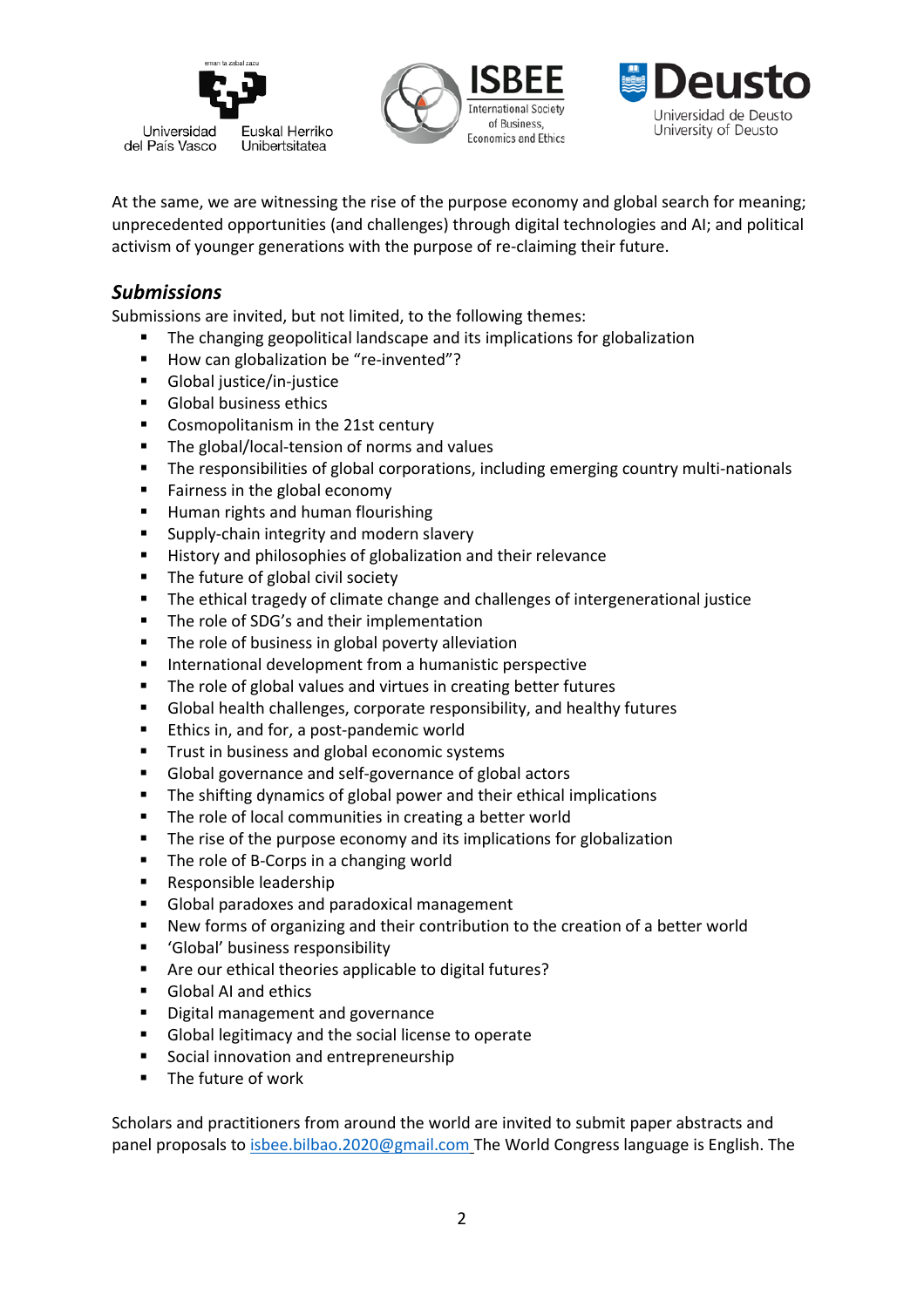At the same, we are witnessing the rise of the purpose economy and global search for meaning; unprecedented opportunities (and challenges) through digital technologies and AI; and political activism of younger generations with the purpose of re-claiming their future.

## *Submissions*

Submissions are invited, but not limited, to the following themes:

- The changing geopolitical landscape and its implications for globalization
- How can globalization be "re-invented"?
- Global justice/in-justice
- Global business ethics
- Cosmopolitanism in the 21st century
- The global/local-tension of norms and values
- The responsibilities of global corporations, including emerging country multi-nationals
- Fairness in the global economy
- Human rights and human flourishing
- Supply-chain integrity and modern slavery
- History and philosophies of globalization and their relevance
- The future of global civil society
- The ethical tragedy of climate change and challenges of intergenerational justice
- The role of SDG's and their implementation
- The role of business in global poverty alleviation
- International development from a humanistic perspective
- The role of global values and virtues in creating better futures
- Global health challenges, corporate responsibility, and healthy futures
- Ethics in, and for, a post-pandemic world
- Trust in business and global economic systems
- Global governance and self-governance of global actors
- The shifting dynamics of global power and their ethical implications
- The role of local communities in creating a better world
- The rise of the purpose economy and its implications for globalization
- The role of B-Corps in a changing world
- Responsible leadership
- Global paradoxes and paradoxical management
- New forms of organizing and their contribution to the creation of a better world
- 'Global' business responsibility
- Are our ethical theories applicable to digital futures?
- Global AI and ethics
- Digital management and governance
- Global legitimacy and the social license to operate
- Social innovation and entrepreneurship
- The future of work

Scholars and practitioners from around the world are invited to submit paper abstracts and panel proposals to isbee.bilbao.2020@gmail.com The World Congress language is English. The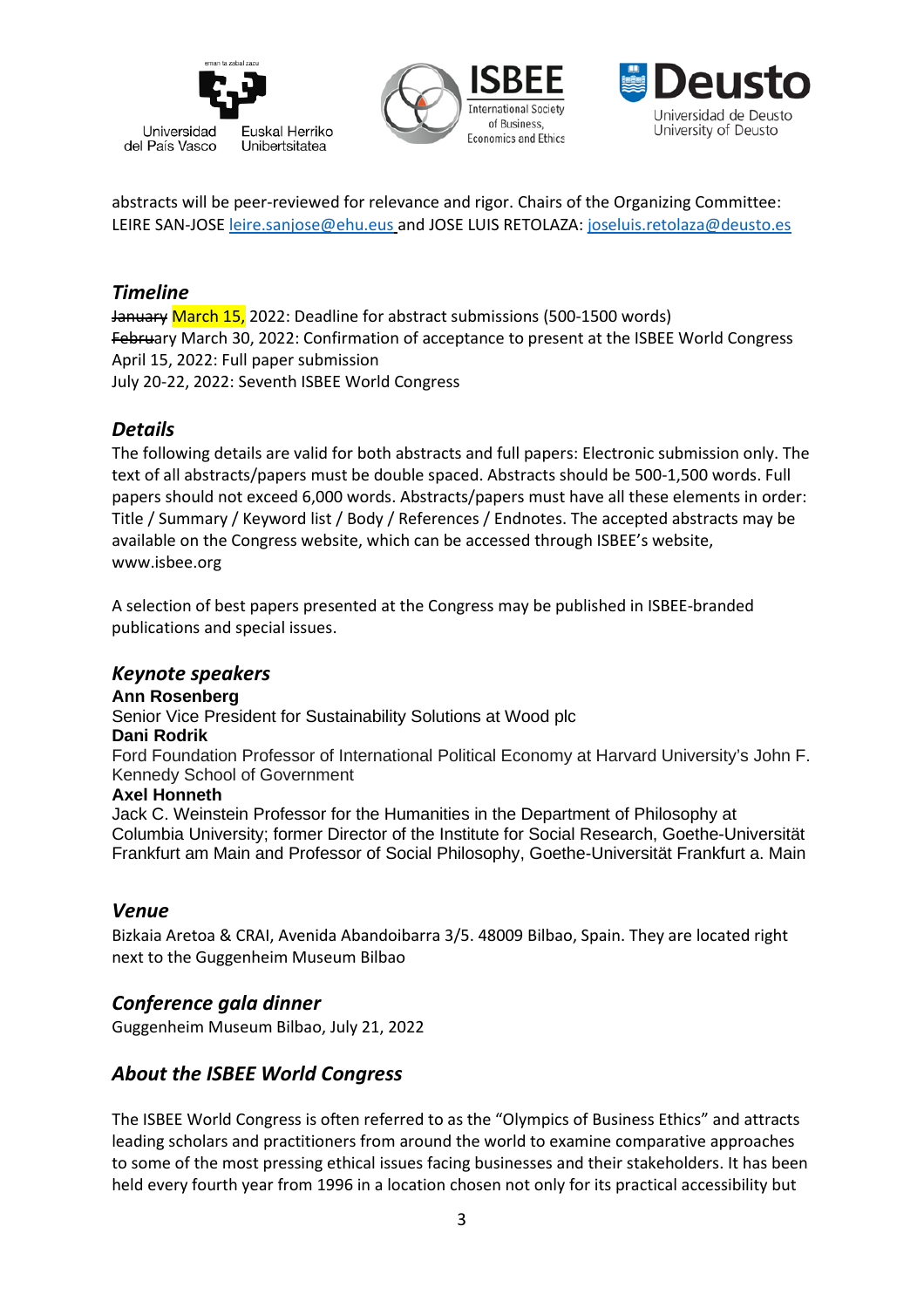abstracts will be peer-reviewed for relevance and rigor. Chairs of the Organizing Committee: LEIRE SAN-JOSE leire.sanjose@ehu.eus and JOSE LUIS RETOLAZA: joseluis.retolaza@deusto.es

## *Timeline*

~~January~~ March 15, 2022: Deadline for abstract submissions (500-1500 words)
~~Febru~~ary March 30, 2022: Confirmation of acceptance to present at the ISBEE World Congress
April 15, 2022: Full paper submission
July 20-22, 2022: Seventh ISBEE World Congress

## *Details*

The following details are valid for both abstracts and full papers: Electronic submission only. The text of all abstracts/papers must be double spaced. Abstracts should be 500-1,500 words. Full papers should not exceed 6,000 words. Abstracts/papers must have all these elements in order: Title / Summary / Keyword list / Body / References / Endnotes. The accepted abstracts may be available on the Congress website, which can be accessed through ISBEE's website, www.isbee.org

A selection of best papers presented at the Congress may be published in ISBEE-branded publications and special issues.

## *Keynote speakers*

**Ann Rosenberg**
Senior Vice President for Sustainability Solutions at Wood plc
**Dani Rodrik**
Ford Foundation Professor of International Political Economy at Harvard University's John F. Kennedy School of Government
**Axel Honneth**
Jack C. Weinstein Professor for the Humanities in the Department of Philosophy at Columbia University; former Director of the Institute for Social Research, Goethe-Universität Frankfurt am Main and Professor of Social Philosophy, Goethe-Universität Frankfurt a. Main

## *Venue*

Bizkaia Aretoa & CRAI, Avenida Abandoibarra 3/5. 48009 Bilbao, Spain. They are located right next to the Guggenheim Museum Bilbao

## *Conference gala dinner*

Guggenheim Museum Bilbao, July 21, 2022

## *About the ISBEE World Congress*

The ISBEE World Congress is often referred to as the "Olympics of Business Ethics" and attracts leading scholars and practitioners from around the world to examine comparative approaches to some of the most pressing ethical issues facing businesses and their stakeholders. It has been held every fourth year from 1996 in a location chosen not only for its practical accessibility but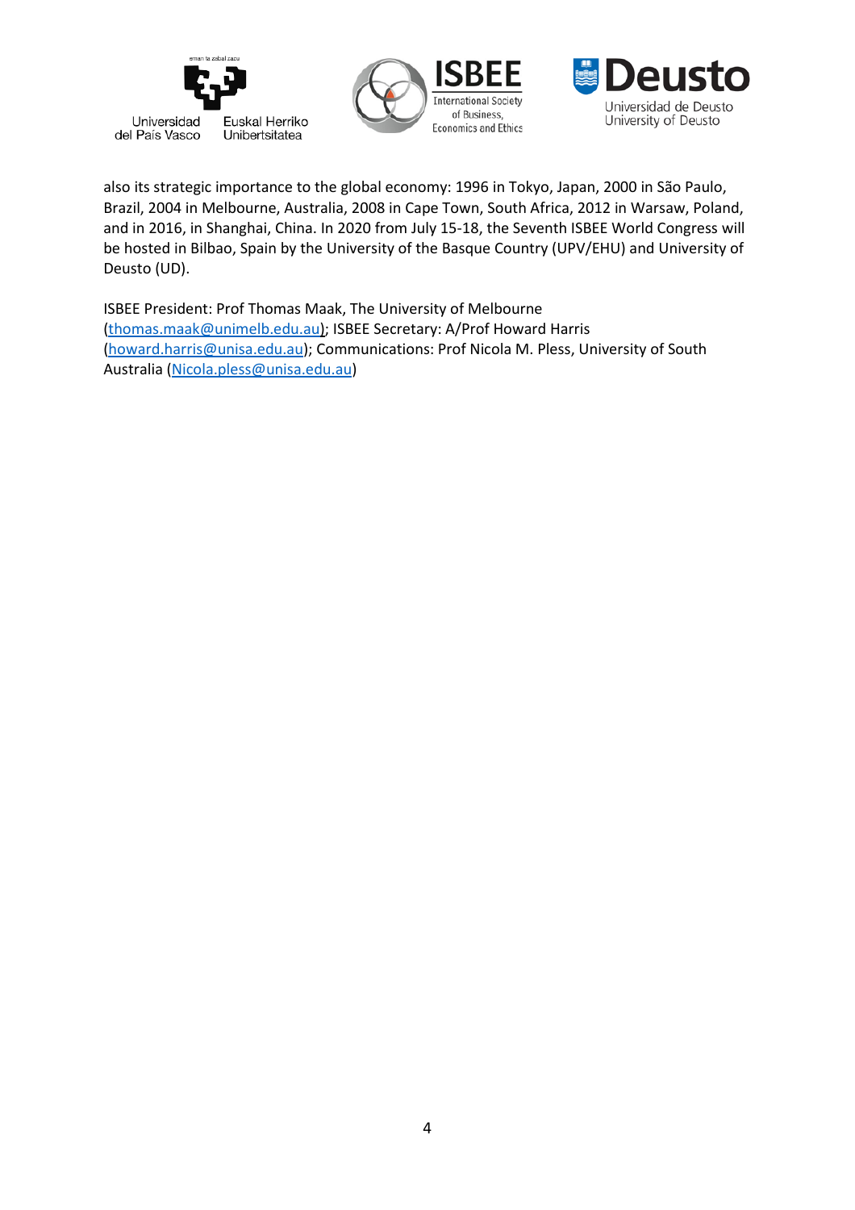also its strategic importance to the global economy: 1996 in Tokyo, Japan, 2000 in São Paulo, Brazil, 2004 in Melbourne, Australia, 2008 in Cape Town, South Africa, 2012 in Warsaw, Poland, and in 2016, in Shanghai, China. In 2020 from July 15-18, the Seventh ISBEE World Congress will be hosted in Bilbao, Spain by the University of the Basque Country (UPV/EHU) and University of Deusto (UD).

ISBEE President: Prof Thomas Maak, The University of Melbourne (thomas.maak@unimelb.edu.au); ISBEE Secretary: A/Prof Howard Harris (howard.harris@unisa.edu.au); Communications: Prof Nicola M. Pless, University of South Australia (Nicola.pless@unisa.edu.au)